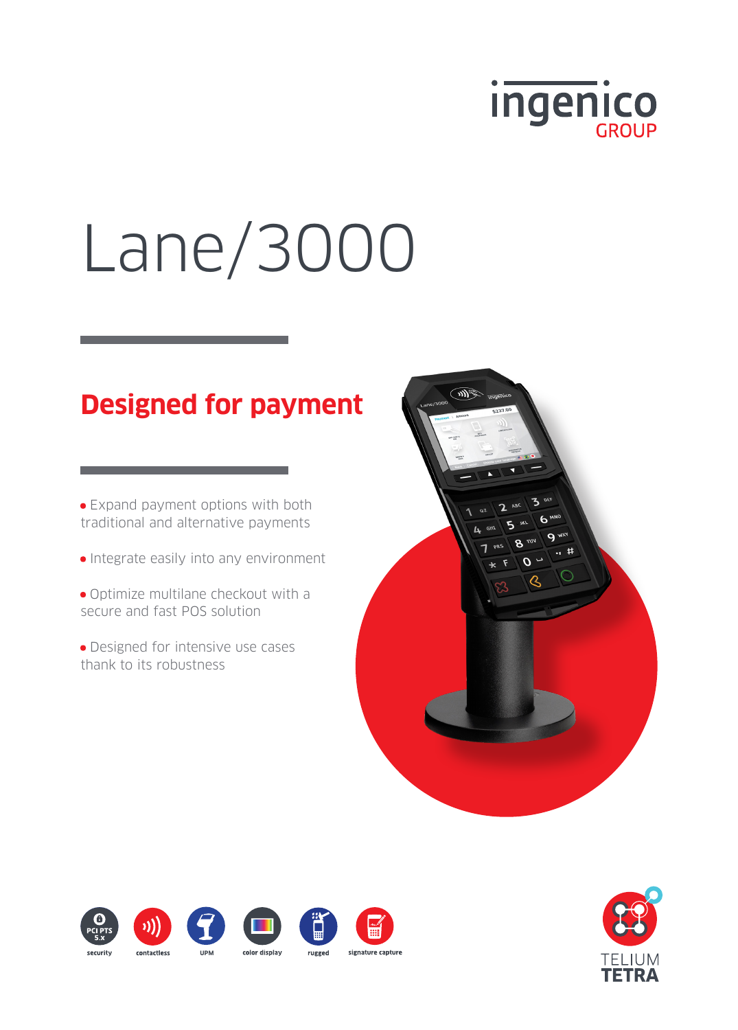ingenico GROUP

# Lane/3000

## Designed for payment

- Expand payment options with both traditional and alternative payments
- Integrate easily into any environment
- Optimize multilane checkout with a secure and fast POS solution
- Designed for intensive use cases thank to its robustness

PCI PTS 5.x security | contactless | UPM | color display | rugged | signature capture

TELIUM TETRA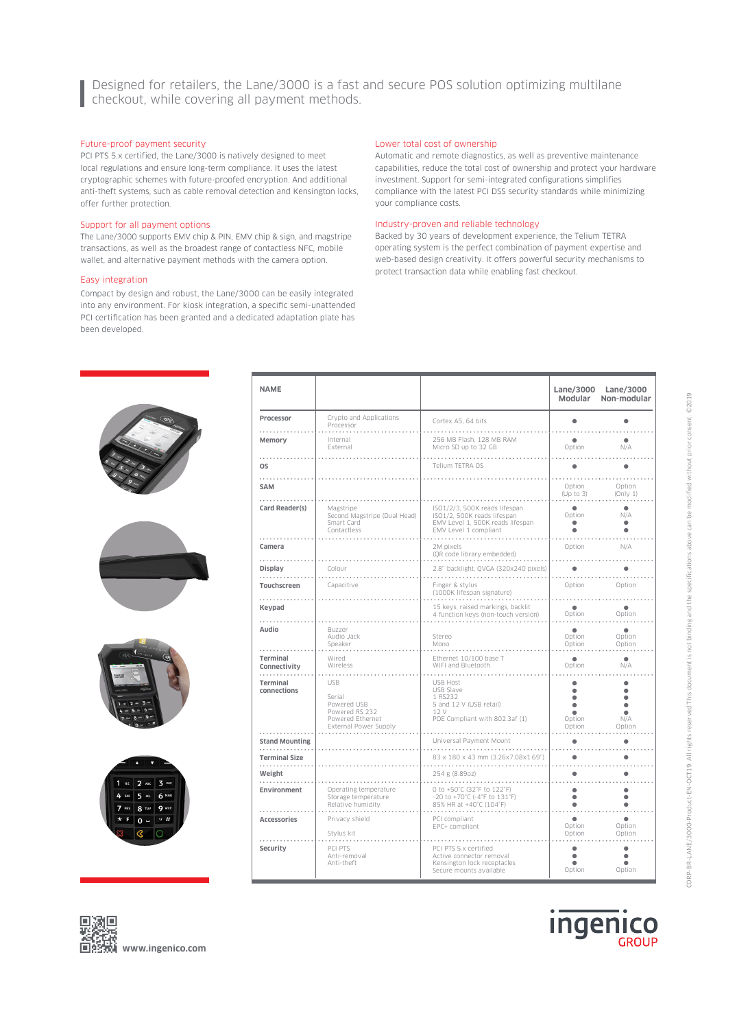Designed for retailers, the Lane/3000 is a fast and secure POS solution optimizing multilane checkout, while covering all payment methods.

### Future-proof payment security

PCI PTS 5.x certified, the Lane/3000 is natively designed to meet local regulations and ensure long-term compliance. It uses the latest cryptographic schemes with future-proofed encryption. And additional anti-theft systems, such as cable removal detection and Kensington locks, offer further protection.

### Support for all payment options

The Lane/3000 supports EMV chip & PIN, EMV chip & sign, and magstripe transactions, as well as the broadest range of contactless NFC, mobile wallet, and alternative payment methods with the camera option.

### Easy integration

Compact by design and robust, the Lane/3000 can be easily integrated into any environment. For kiosk integration, a specific semi-unattended PCI certification has been granted and a dedicated adaptation plate has been developed.

### Lower total cost of ownership

Automatic and remote diagnostics, as well as preventive maintenance capabilities, reduce the total cost of ownership and protect your hardware investment. Support for semi-integrated configurations simplifies compliance with the latest PCI DSS security standards while minimizing your compliance costs.

### Industry-proven and reliable technology

Backed by 30 years of development experience, the Telium TETRA operating system is the perfect combination of payment expertise and web-based design creativity. It offers powerful security mechanisms to protect transaction data while enabling fast checkout.

| NAME | | | Lane/3000 Modular | Lane/3000 Non-modular |
|---|---|---|---|---|
| **Processor** | Crypto and Applications Processor | Cortex A5, 64 bits | ● | ● |
| **Memory** | Internal<br>External | 256 MB Flash, 128 MB RAM<br>Micro SD up to 32 GB | ●<br>Option | ●<br>N/A |
| **OS** | | Telium TETRA OS | ● | ● |
| **SAM** | | | Option (Up to 3) | Option (Only 1) |
| **Card Reader(s)** | Magstripe<br>Second Magstripe (Dual Head)<br>Smart Card<br>Contactless | ISO1/2/3, 500K reads lifespan<br>ISO1/2, 500K reads lifespan<br>EMV Level 1, 500K reads lifespan<br>EMV Level 1 compliant | ●<br>Option<br>●<br>● | ●<br>N/A<br>●<br>● |
| **Camera** | | 2M pixels (QR code library embedded) | Option | N/A |
| **Display** | Colour | 2.8" backlight, QVGA (320x240 pixels) | ● | ● |
| **Touchscreen** | Capacitive | Finger & stylus (1000K lifespan signature) | Option | Option |
| **Keypad** | | 15 keys, raised markings, backlit<br>4 function keys (non-touch version) | ●<br>Option | ●<br>Option |
| **Audio** | Buzzer<br>Audio Jack<br>Speaker | <br>Stereo<br>Mono | ●<br>Option<br>Option | ●<br>Option<br>Option |
| **Terminal Connectivity** | Wired<br>Wireless | Ethernet 10/100 base T<br>WIFI and Bluetooth | ●<br>Option | ●<br>N/A |
| **Terminal connections** | USB<br><br>Serial<br>Powered USB<br>Powered RS 232<br>Powered Ethernet<br>External Power Supply | USB Host<br>USB Slave<br>1 RS232<br>5 and 12 V (USB retail)<br>12 V<br>POE Compliant with 802.3af (1) | ●<br>●<br>●<br>●<br>●<br>Option<br>Option | ●<br>●<br>●<br>●<br>●<br>N/A<br>Option |
| **Stand Mounting** | | Universal Payment Mount | ● | ● |
| **Terminal Size** | | 83 x 180 x 43 mm (3.26x7.08x1.69") | ● | ● |
| **Weight** | | 254 g (8.89oz) | ● | ● |
| **Environment** | Operating temperature<br>Storage temperature<br>Relative humidity | 0 to +50°C (32°F to 122°F)<br>-20 to +70°C (-4°F to 131°F)<br>85% HR at +40°C (104°F) | ●<br>●<br>● | ●<br>●<br>● |
| **Accessories** | Privacy shield<br><br>Stylus kit | PCI compliant<br>EPC+ compliant | ●<br>Option<br>Option | ●<br>Option<br>Option |
| **Security** | PCI PTS<br>Anti-removal<br>Anti-theft | PCI PTS 5.x certified<br>Active connector removal<br>Kensington lock receptacles<br>Secure mounts available | ●<br>●<br>●<br>Option | ●<br>●<br>●<br>Option |

CORP-BR-LANE/3000-Product-EN-OCT19. All rights reserved This document is not binding and the specifications above can be modified without prior consent. ©2019

www.ingenico.com

ingenico GROUP